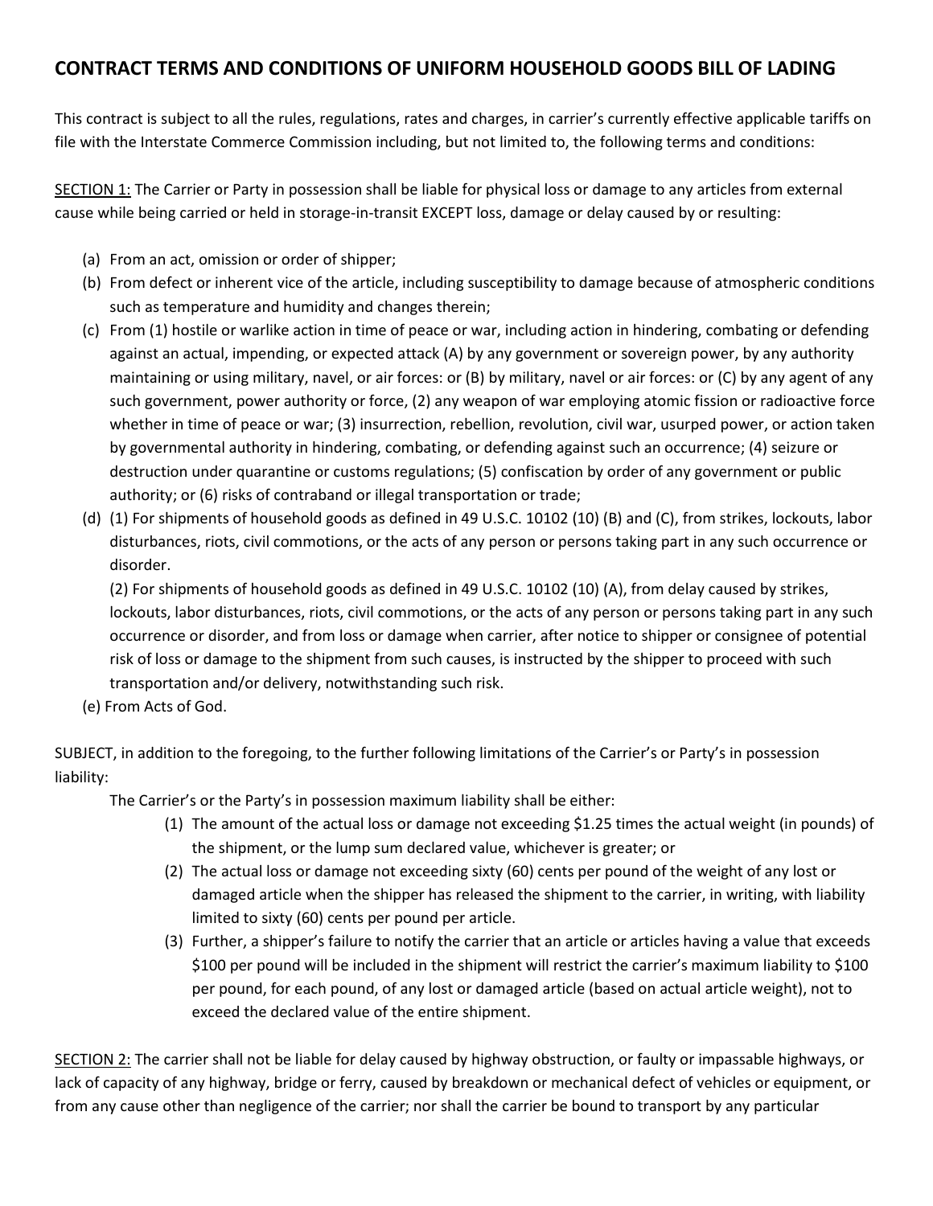## CONTRACT TERMS AND CONDITIONS OF UNIFORM HOUSEHOLD GOODS BILL OF LADING

This contract is subject to all the rules, regulations, rates and charges, in carrier's currently effective applicable tariffs on file with the Interstate Commerce Commission including, but not limited to, the following terms and conditions:

<u>SECTION 1:</u> The Carrier or Party in possession shall be liable for physical loss or damage to any articles from external cause while being carried or held in storage-in-transit EXCEPT loss, damage or delay caused by or resulting:

(a) From an act, omission or order of shipper;

(b) From defect or inherent vice of the article, including susceptibility to damage because of atmospheric conditions such as temperature and humidity and changes therein;

(c) From (1) hostile or warlike action in time of peace or war, including action in hindering, combating or defending against an actual, impending, or expected attack (A) by any government or sovereign power, by any authority maintaining or using military, navel, or air forces: or (B) by military, navel or air forces: or (C) by any agent of any such government, power authority or force, (2) any weapon of war employing atomic fission or radioactive force whether in time of peace or war; (3) insurrection, rebellion, revolution, civil war, usurped power, or action taken by governmental authority in hindering, combating, or defending against such an occurrence; (4) seizure or destruction under quarantine or customs regulations; (5) confiscation by order of any government or public authority; or (6) risks of contraband or illegal transportation or trade;

(d) (1) For shipments of household goods as defined in 49 U.S.C. 10102 (10) (B) and (C), from strikes, lockouts, labor disturbances, riots, civil commotions, or the acts of any person or persons taking part in any such occurrence or disorder.

(2) For shipments of household goods as defined in 49 U.S.C. 10102 (10) (A), from delay caused by strikes, lockouts, labor disturbances, riots, civil commotions, or the acts of any person or persons taking part in any such occurrence or disorder, and from loss or damage when carrier, after notice to shipper or consignee of potential risk of loss or damage to the shipment from such causes, is instructed by the shipper to proceed with such transportation and/or delivery, notwithstanding such risk.

(e) From Acts of God.

SUBJECT, in addition to the foregoing, to the further following limitations of the Carrier's or Party's in possession liability:

The Carrier's or the Party's in possession maximum liability shall be either:

(1) The amount of the actual loss or damage not exceeding $1.25 times the actual weight (in pounds) of the shipment, or the lump sum declared value, whichever is greater; or

(2) The actual loss or damage not exceeding sixty (60) cents per pound of the weight of any lost or damaged article when the shipper has released the shipment to the carrier, in writing, with liability limited to sixty (60) cents per pound per article.

(3) Further, a shipper's failure to notify the carrier that an article or articles having a value that exceeds $100 per pound will be included in the shipment will restrict the carrier's maximum liability to $100 per pound, for each pound, of any lost or damaged article (based on actual article weight), not to exceed the declared value of the entire shipment.

<u>SECTION 2:</u> The carrier shall not be liable for delay caused by highway obstruction, or faulty or impassable highways, or lack of capacity of any highway, bridge or ferry, caused by breakdown or mechanical defect of vehicles or equipment, or from any cause other than negligence of the carrier; nor shall the carrier be bound to transport by any particular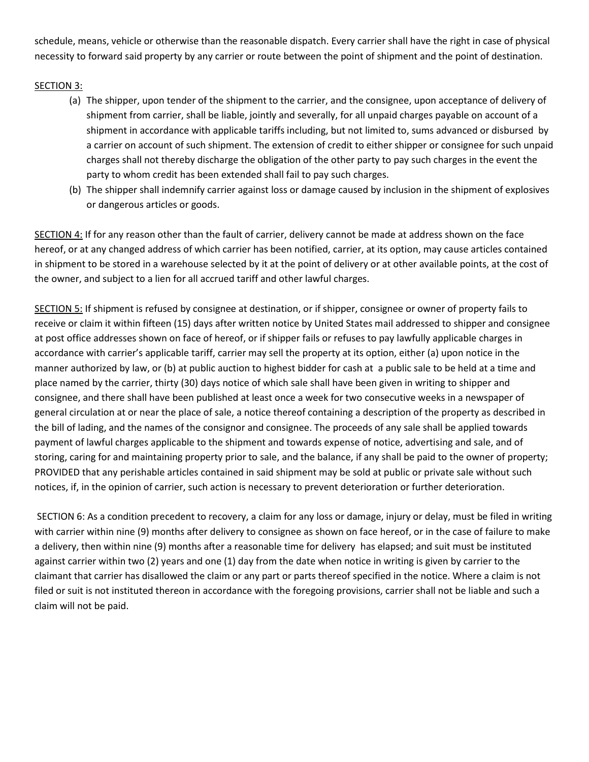schedule, means, vehicle or otherwise than the reasonable dispatch. Every carrier shall have the right in case of physical necessity to forward said property by any carrier or route between the point of shipment and the point of destination.

SECTION 3:

(a) The shipper, upon tender of the shipment to the carrier, and the consignee, upon acceptance of delivery of shipment from carrier, shall be liable, jointly and severally, for all unpaid charges payable on account of a shipment in accordance with applicable tariffs including, but not limited to, sums advanced or disbursed by a carrier on account of such shipment. The extension of credit to either shipper or consignee for such unpaid charges shall not thereby discharge the obligation of the other party to pay such charges in the event the party to whom credit has been extended shall fail to pay such charges.

(b) The shipper shall indemnify carrier against loss or damage caused by inclusion in the shipment of explosives or dangerous articles or goods.

SECTION 4: If for any reason other than the fault of carrier, delivery cannot be made at address shown on the face hereof, or at any changed address of which carrier has been notified, carrier, at its option, may cause articles contained in shipment to be stored in a warehouse selected by it at the point of delivery or at other available points, at the cost of the owner, and subject to a lien for all accrued tariff and other lawful charges.

SECTION 5: If shipment is refused by consignee at destination, or if shipper, consignee or owner of property fails to receive or claim it within fifteen (15) days after written notice by United States mail addressed to shipper and consignee at post office addresses shown on face of hereof, or if shipper fails or refuses to pay lawfully applicable charges in accordance with carrier's applicable tariff, carrier may sell the property at its option, either (a) upon notice in the manner authorized by law, or (b) at public auction to highest bidder for cash at a public sale to be held at a time and place named by the carrier, thirty (30) days notice of which sale shall have been given in writing to shipper and consignee, and there shall have been published at least once a week for two consecutive weeks in a newspaper of general circulation at or near the place of sale, a notice thereof containing a description of the property as described in the bill of lading, and the names of the consignor and consignee. The proceeds of any sale shall be applied towards payment of lawful charges applicable to the shipment and towards expense of notice, advertising and sale, and of storing, caring for and maintaining property prior to sale, and the balance, if any shall be paid to the owner of property; PROVIDED that any perishable articles contained in said shipment may be sold at public or private sale without such notices, if, in the opinion of carrier, such action is necessary to prevent deterioration or further deterioration.

SECTION 6: As a condition precedent to recovery, a claim for any loss or damage, injury or delay, must be filed in writing with carrier within nine (9) months after delivery to consignee as shown on face hereof, or in the case of failure to make a delivery, then within nine (9) months after a reasonable time for delivery has elapsed; and suit must be instituted against carrier within two (2) years and one (1) day from the date when notice in writing is given by carrier to the claimant that carrier has disallowed the claim or any part or parts thereof specified in the notice. Where a claim is not filed or suit is not instituted thereon in accordance with the foregoing provisions, carrier shall not be liable and such a claim will not be paid.